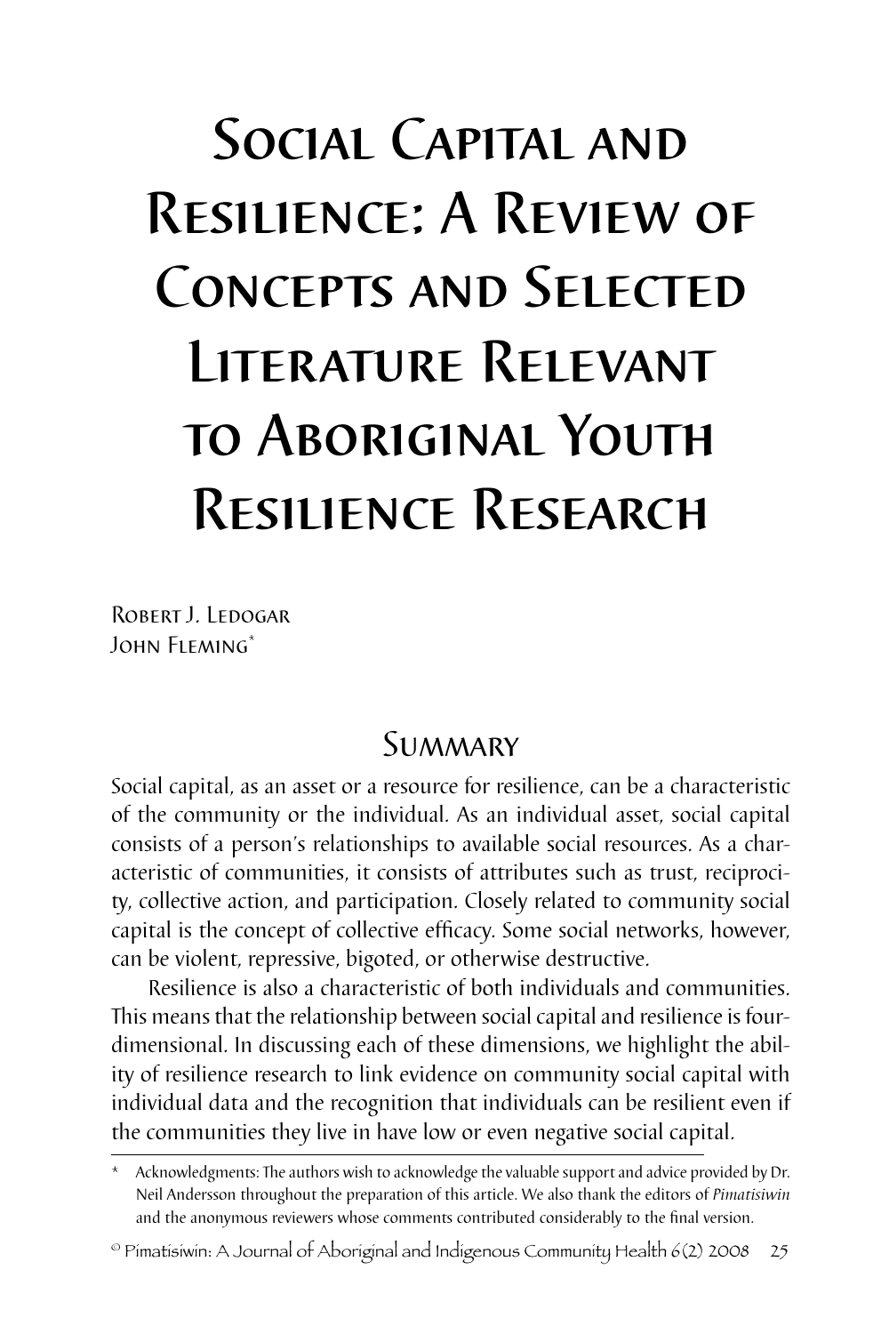# Social Capital and Resilience: A Review of Concepts and Selected Literature Relevant to Aboriginal Youth Resilience Research

Robert J. Ledogar
John Fleming*

## Summary

Social capital, as an asset or a resource for resilience, can be a characteristic of the community or the individual. As an individual asset, social capital consists of a person's relationships to available social resources. As a characteristic of communities, it consists of attributes such as trust, reciprocity, collective action, and participation. Closely related to community social capital is the concept of collective efficacy. Some social networks, however, can be violent, repressive, bigoted, or otherwise destructive.

Resilience is also a characteristic of both individuals and communities. This means that the relationship between social capital and resilience is four-dimensional. In discussing each of these dimensions, we highlight the ability of resilience research to link evidence on community social capital with individual data and the recognition that individuals can be resilient even if the communities they live in have low or even negative social capital.

\* Acknowledgments: The authors wish to acknowledge the valuable support and advice provided by Dr. Neil Andersson throughout the preparation of this article. We also thank the editors of *Pimatisiwin* and the anonymous reviewers whose comments contributed considerably to the final version.

© Pimatisiwin: A Journal of Aboriginal and Indigenous Community Health 6(2) 2008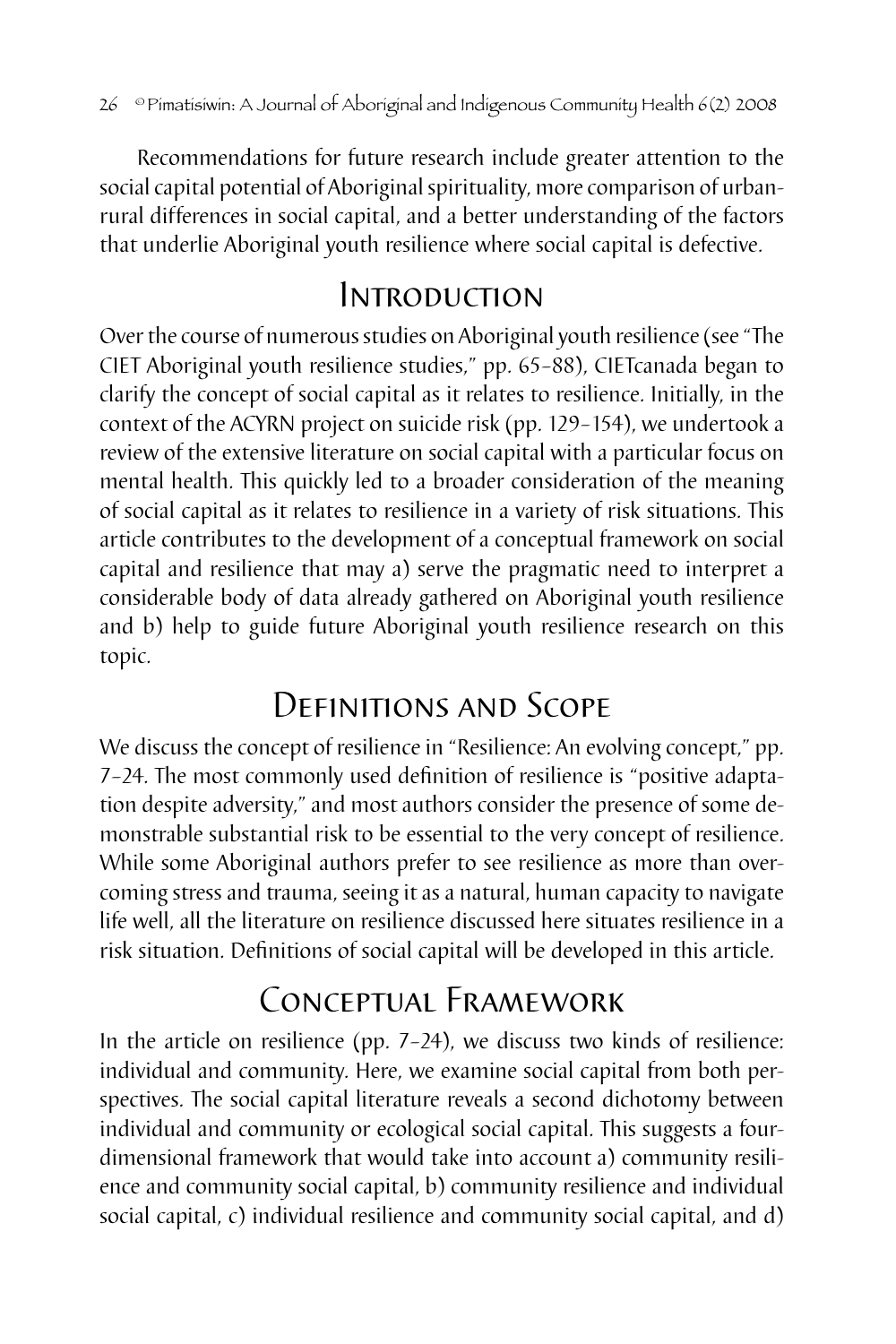Recommendations for future research include greater attention to the social capital potential of Aboriginal spirituality, more comparison of urban-rural differences in social capital, and a better understanding of the factors that underlie Aboriginal youth resilience where social capital is defective.

## Introduction

Over the course of numerous studies on Aboriginal youth resilience (see "The CIET Aboriginal youth resilience studies," pp. 65–88), CIETcanada began to clarify the concept of social capital as it relates to resilience. Initially, in the context of the ACYRN project on suicide risk (pp. 129–154), we undertook a review of the extensive literature on social capital with a particular focus on mental health. This quickly led to a broader consideration of the meaning of social capital as it relates to resilience in a variety of risk situations. This article contributes to the development of a conceptual framework on social capital and resilience that may a) serve the pragmatic need to interpret a considerable body of data already gathered on Aboriginal youth resilience and b) help to guide future Aboriginal youth resilience research on this topic.

## Definitions and Scope

We discuss the concept of resilience in "Resilience: An evolving concept," pp. 7–24. The most commonly used definition of resilience is "positive adaptation despite adversity," and most authors consider the presence of some demonstrable substantial risk to be essential to the very concept of resilience. While some Aboriginal authors prefer to see resilience as more than overcoming stress and trauma, seeing it as a natural, human capacity to navigate life well, all the literature on resilience discussed here situates resilience in a risk situation. Definitions of social capital will be developed in this article.

## Conceptual Framework

In the article on resilience (pp. 7–24), we discuss two kinds of resilience: individual and community. Here, we examine social capital from both perspectives. The social capital literature reveals a second dichotomy between individual and community or ecological social capital. This suggests a four-dimensional framework that would take into account a) community resilience and community social capital, b) community resilience and individual social capital, c) individual resilience and community social capital, and d)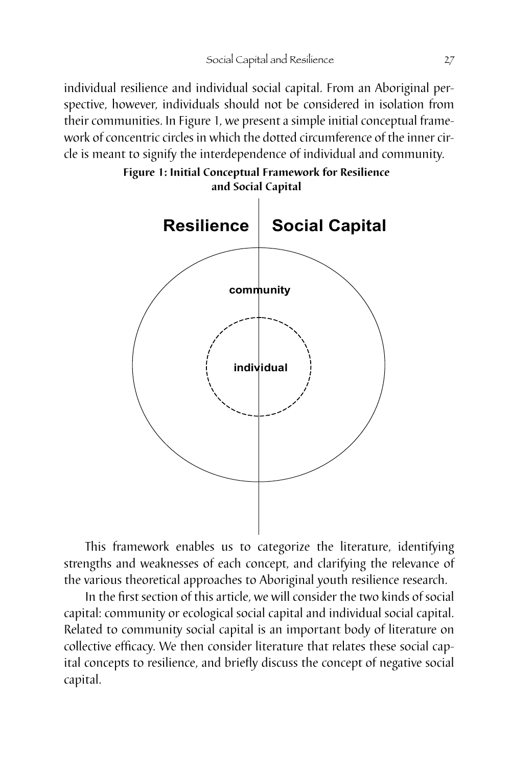individual resilience and individual social capital. From an Aboriginal perspective, however, individuals should not be considered in isolation from their communities. In Figure 1, we present a simple initial conceptual framework of concentric circles in which the dotted circumference of the inner circle is meant to signify the interdependence of individual and community.

**Figure 1: Initial Conceptual Framework for Resilience and Social Capital**

This framework enables us to categorize the literature, identifying strengths and weaknesses of each concept, and clarifying the relevance of the various theoretical approaches to Aboriginal youth resilience research.

In the first section of this article, we will consider the two kinds of social capital: community or ecological social capital and individual social capital. Related to community social capital is an important body of literature on collective efficacy. We then consider literature that relates these social capital concepts to resilience, and briefly discuss the concept of negative social capital.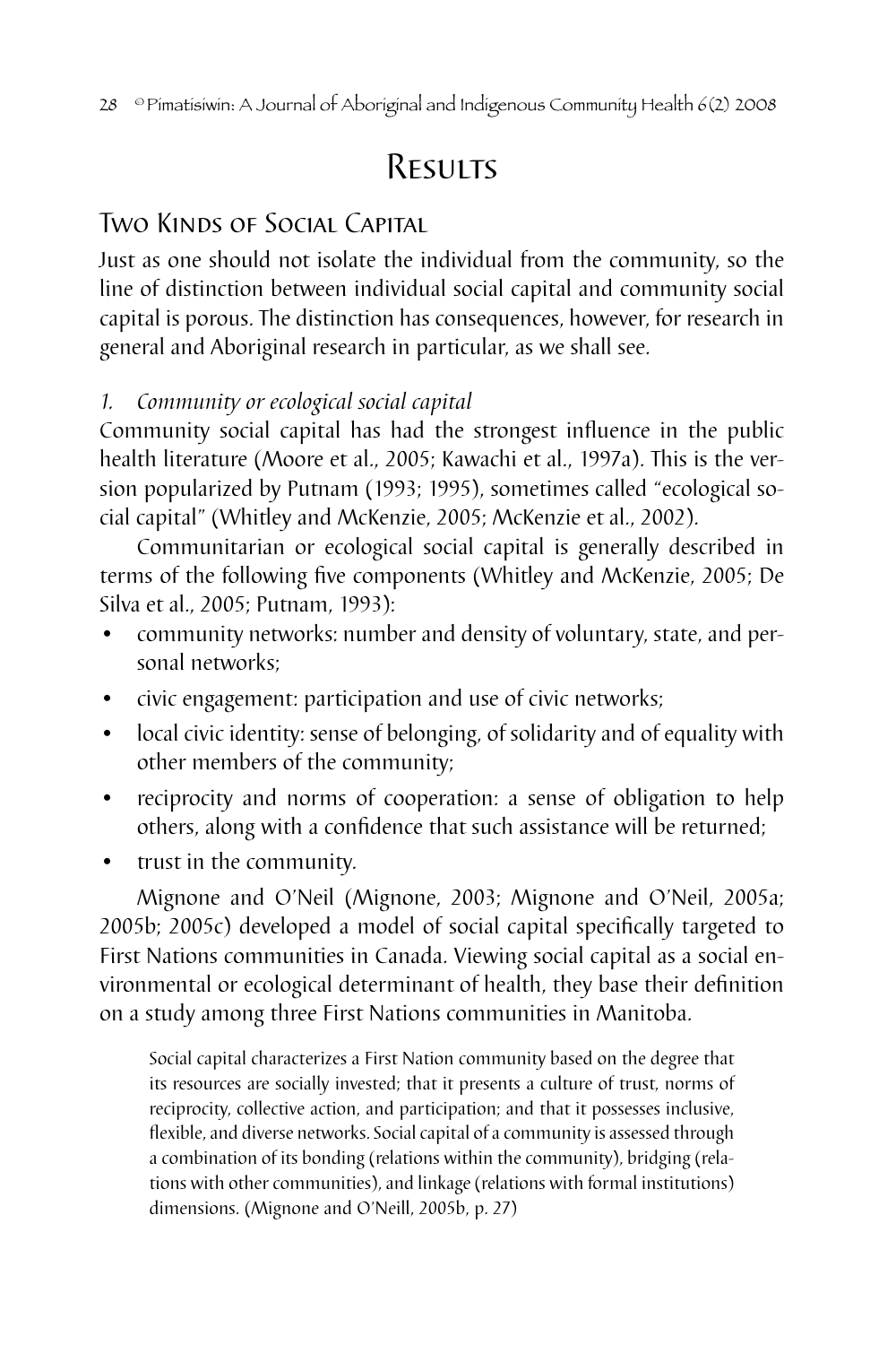# Results

## Two Kinds of Social Capital

Just as one should not isolate the individual from the community, so the line of distinction between individual social capital and community social capital is porous. The distinction has consequences, however, for research in general and Aboriginal research in particular, as we shall see.

### *1. Community or ecological social capital*

Community social capital has had the strongest influence in the public health literature (Moore et al., 2005; Kawachi et al., 1997a). This is the version popularized by Putnam (1993; 1995), sometimes called "ecological social capital" (Whitley and McKenzie, 2005; McKenzie et al., 2002).

Communitarian or ecological social capital is generally described in terms of the following five components (Whitley and McKenzie, 2005; De Silva et al., 2005; Putnam, 1993):

- community networks: number and density of voluntary, state, and personal networks;
- civic engagement: participation and use of civic networks;
- local civic identity: sense of belonging, of solidarity and of equality with other members of the community;
- reciprocity and norms of cooperation: a sense of obligation to help others, along with a confidence that such assistance will be returned;
- trust in the community.

Mignone and O'Neil (Mignone, 2003; Mignone and O'Neil, 2005a; 2005b; 2005c) developed a model of social capital specifically targeted to First Nations communities in Canada. Viewing social capital as a social environmental or ecological determinant of health, they base their definition on a study among three First Nations communities in Manitoba.

> Social capital characterizes a First Nation community based on the degree that its resources are socially invested; that it presents a culture of trust, norms of reciprocity, collective action, and participation; and that it possesses inclusive, flexible, and diverse networks. Social capital of a community is assessed through a combination of its bonding (relations within the community), bridging (relations with other communities), and linkage (relations with formal institutions) dimensions. (Mignone and O'Neill, 2005b, p. 27)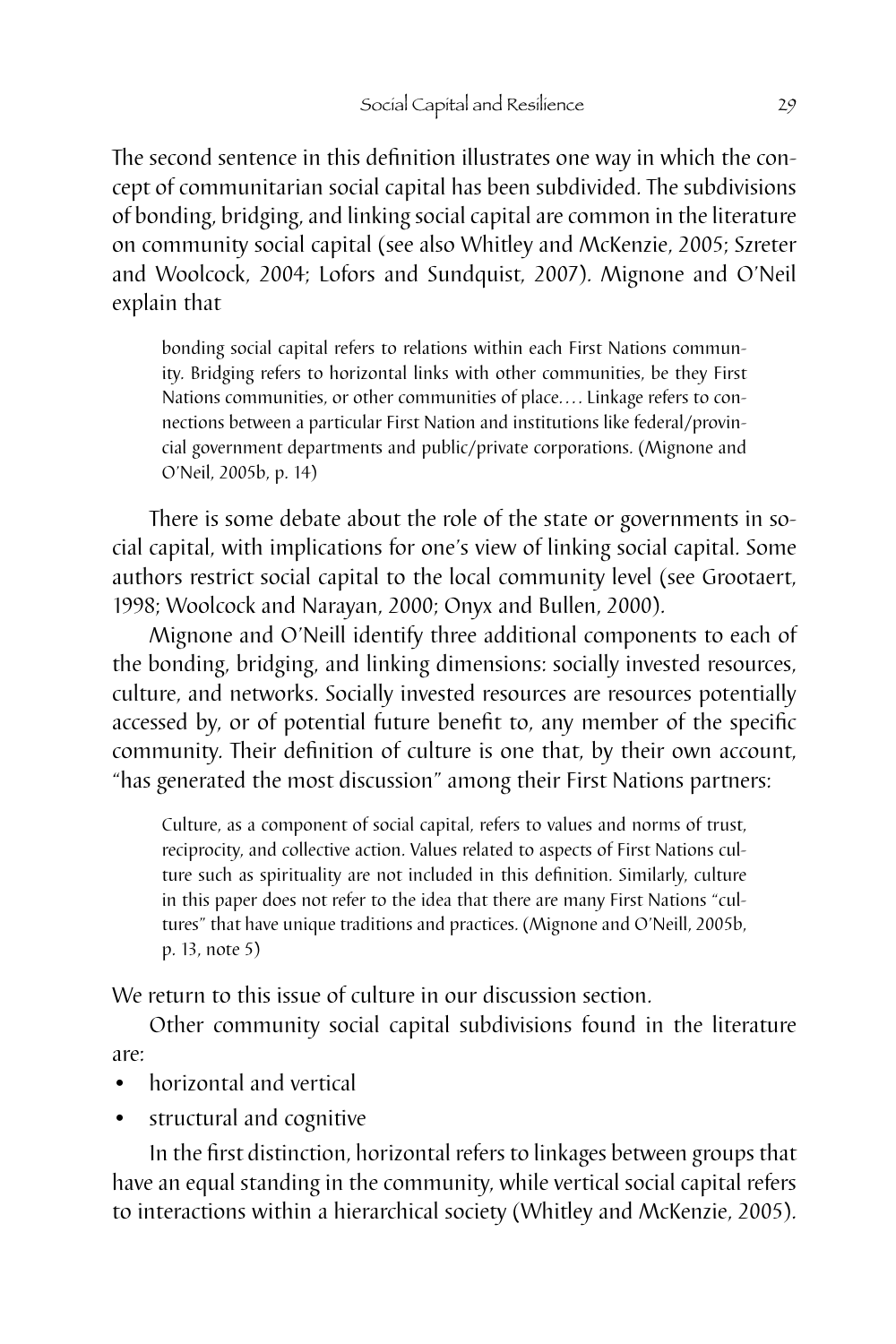The second sentence in this definition illustrates one way in which the concept of communitarian social capital has been subdivided. The subdivisions of bonding, bridging, and linking social capital are common in the literature on community social capital (see also Whitley and McKenzie, 2005; Szreter and Woolcock, 2004; Lofors and Sundquist, 2007). Mignone and O'Neil explain that

> bonding social capital refers to relations within each First Nations community. Bridging refers to horizontal links with other communities, be they First Nations communities, or other communities of place.… Linkage refers to connections between a particular First Nation and institutions like federal/provincial government departments and public/private corporations. (Mignone and O'Neil, 2005b, p. 14)

There is some debate about the role of the state or governments in social capital, with implications for one's view of linking social capital. Some authors restrict social capital to the local community level (see Grootaert, 1998; Woolcock and Narayan, 2000; Onyx and Bullen, 2000).

Mignone and O'Neill identify three additional components to each of the bonding, bridging, and linking dimensions: socially invested resources, culture, and networks. Socially invested resources are resources potentially accessed by, or of potential future benefit to, any member of the specific community. Their definition of culture is one that, by their own account, "has generated the most discussion" among their First Nations partners:

> Culture, as a component of social capital, refers to values and norms of trust, reciprocity, and collective action. Values related to aspects of First Nations culture such as spirituality are not included in this definition. Similarly, culture in this paper does not refer to the idea that there are many First Nations "cultures" that have unique traditions and practices. (Mignone and O'Neill, 2005b, p. 13, note 5)

We return to this issue of culture in our discussion section.

Other community social capital subdivisions found in the literature are:

- horizontal and vertical
- structural and cognitive

In the first distinction, horizontal refers to linkages between groups that have an equal standing in the community, while vertical social capital refers to interactions within a hierarchical society (Whitley and McKenzie, 2005).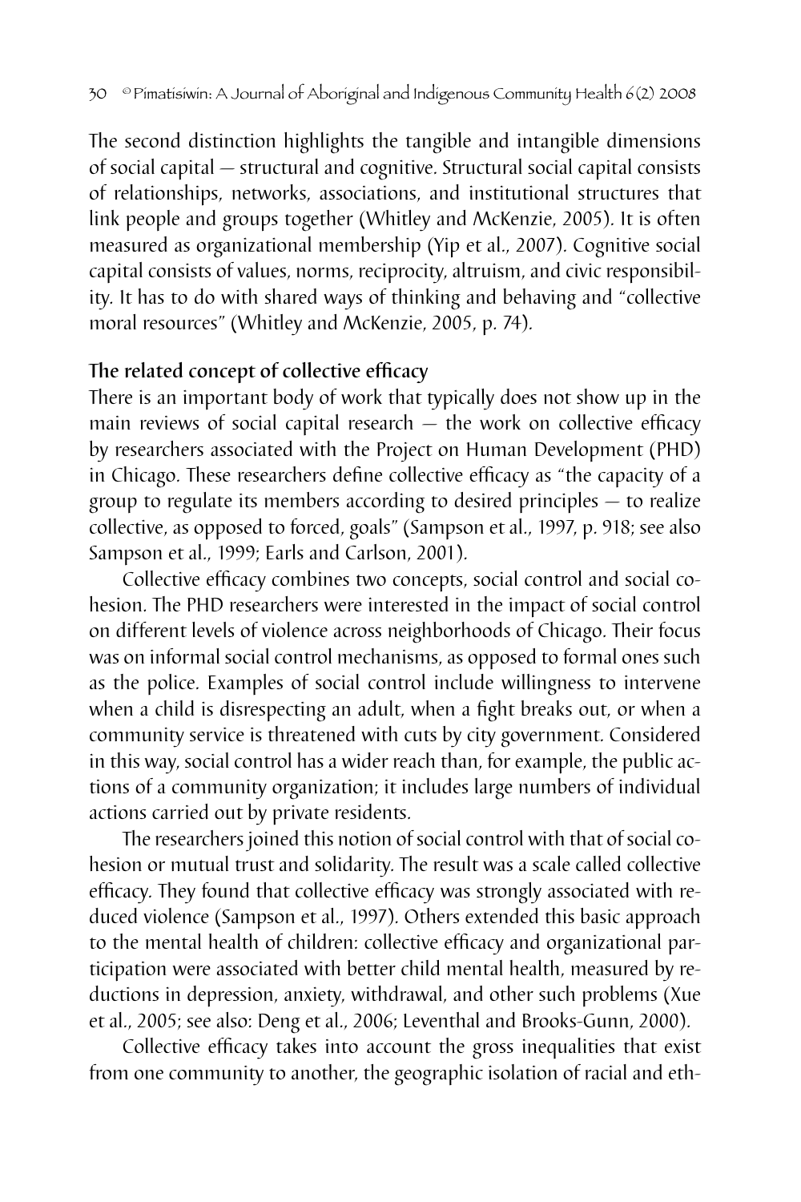The second distinction highlights the tangible and intangible dimensions of social capital — structural and cognitive. Structural social capital consists of relationships, networks, associations, and institutional structures that link people and groups together (Whitley and McKenzie, 2005). It is often measured as organizational membership (Yip et al., 2007). Cognitive social capital consists of values, norms, reciprocity, altruism, and civic responsibility. It has to do with shared ways of thinking and behaving and "collective moral resources" (Whitley and McKenzie, 2005, p. 74).

**The related concept of collective efficacy**

There is an important body of work that typically does not show up in the main reviews of social capital research — the work on collective efficacy by researchers associated with the Project on Human Development (PHD) in Chicago. These researchers define collective efficacy as "the capacity of a group to regulate its members according to desired principles — to realize collective, as opposed to forced, goals" (Sampson et al., 1997, p. 918; see also Sampson et al., 1999; Earls and Carlson, 2001).

Collective efficacy combines two concepts, social control and social cohesion. The PHD researchers were interested in the impact of social control on different levels of violence across neighborhoods of Chicago. Their focus was on informal social control mechanisms, as opposed to formal ones such as the police. Examples of social control include willingness to intervene when a child is disrespecting an adult, when a fight breaks out, or when a community service is threatened with cuts by city government. Considered in this way, social control has a wider reach than, for example, the public actions of a community organization; it includes large numbers of individual actions carried out by private residents.

The researchers joined this notion of social control with that of social cohesion or mutual trust and solidarity. The result was a scale called collective efficacy. They found that collective efficacy was strongly associated with reduced violence (Sampson et al., 1997). Others extended this basic approach to the mental health of children: collective efficacy and organizational participation were associated with better child mental health, measured by reductions in depression, anxiety, withdrawal, and other such problems (Xue et al., 2005; see also: Deng et al., 2006; Leventhal and Brooks-Gunn, 2000).

Collective efficacy takes into account the gross inequalities that exist from one community to another, the geographic isolation of racial and eth-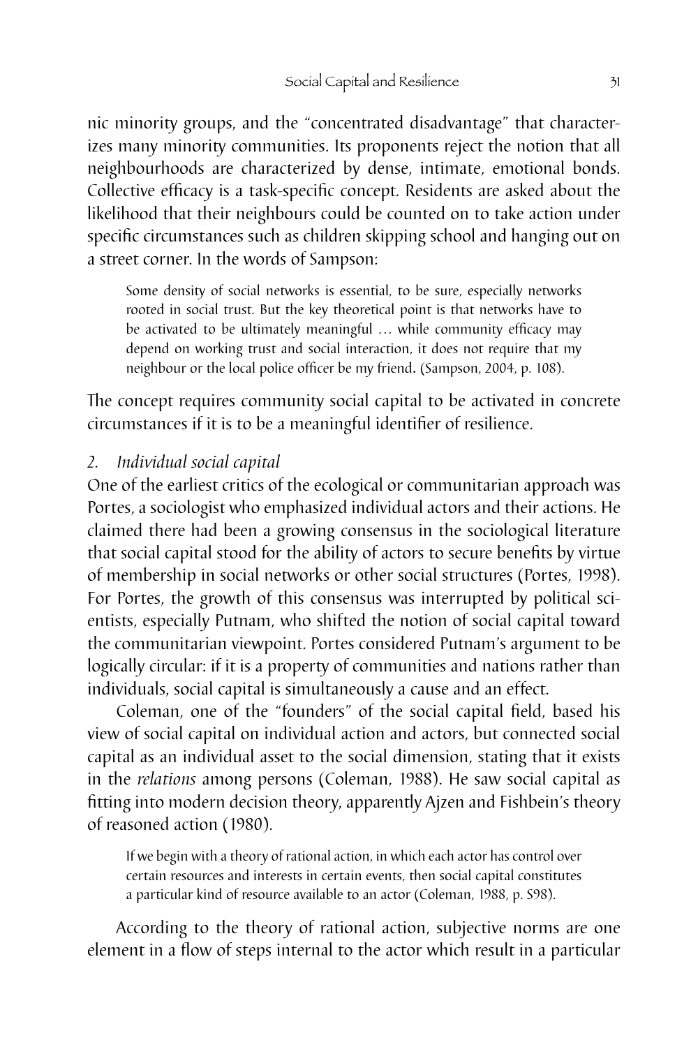nic minority groups, and the "concentrated disadvantage" that characterizes many minority communities. Its proponents reject the notion that all neighbourhoods are characterized by dense, intimate, emotional bonds. Collective efficacy is a task-specific concept. Residents are asked about the likelihood that their neighbours could be counted on to take action under specific circumstances such as children skipping school and hanging out on a street corner. In the words of Sampson:

> Some density of social networks is essential, to be sure, especially networks rooted in social trust. But the key theoretical point is that networks have to be activated to be ultimately meaningful … while community efficacy may depend on working trust and social interaction, it does not require that my neighbour or the local police officer be my friend. (Sampson, 2004, p. 108).

The concept requires community social capital to be activated in concrete circumstances if it is to be a meaningful identifier of resilience.

*2. Individual social capital*

One of the earliest critics of the ecological or communitarian approach was Portes, a sociologist who emphasized individual actors and their actions. He claimed there had been a growing consensus in the sociological literature that social capital stood for the ability of actors to secure benefits by virtue of membership in social networks or other social structures (Portes, 1998). For Portes, the growth of this consensus was interrupted by political scientists, especially Putnam, who shifted the notion of social capital toward the communitarian viewpoint. Portes considered Putnam's argument to be logically circular: if it is a property of communities and nations rather than individuals, social capital is simultaneously a cause and an effect.

Coleman, one of the "founders" of the social capital field, based his view of social capital on individual action and actors, but connected social capital as an individual asset to the social dimension, stating that it exists in the *relations* among persons (Coleman, 1988). He saw social capital as fitting into modern decision theory, apparently Ajzen and Fishbein's theory of reasoned action (1980).

> If we begin with a theory of rational action, in which each actor has control over certain resources and interests in certain events, then social capital constitutes a particular kind of resource available to an actor (Coleman, 1988, p. S98).

According to the theory of rational action, subjective norms are one element in a flow of steps internal to the actor which result in a particular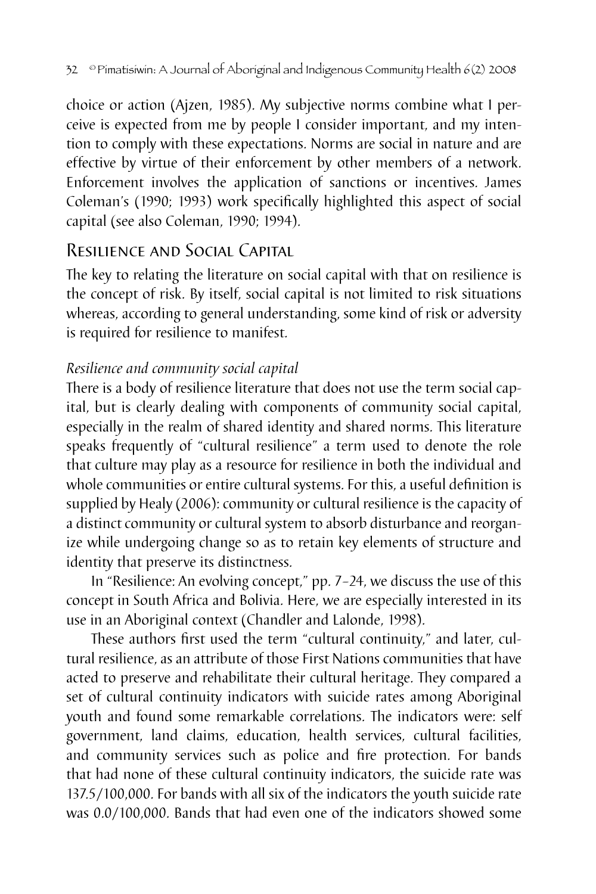choice or action (Ajzen, 1985). My subjective norms combine what I perceive is expected from me by people I consider important, and my intention to comply with these expectations. Norms are social in nature and are effective by virtue of their enforcement by other members of a network. Enforcement involves the application of sanctions or incentives. James Coleman's (1990; 1993) work specifically highlighted this aspect of social capital (see also Coleman, 1990; 1994).

## Resilience and Social Capital

The key to relating the literature on social capital with that on resilience is the concept of risk. By itself, social capital is not limited to risk situations whereas, according to general understanding, some kind of risk or adversity is required for resilience to manifest.

### *Resilience and community social capital*

There is a body of resilience literature that does not use the term social capital, but is clearly dealing with components of community social capital, especially in the realm of shared identity and shared norms. This literature speaks frequently of "cultural resilience" a term used to denote the role that culture may play as a resource for resilience in both the individual and whole communities or entire cultural systems. For this, a useful definition is supplied by Healy (2006): community or cultural resilience is the capacity of a distinct community or cultural system to absorb disturbance and reorganize while undergoing change so as to retain key elements of structure and identity that preserve its distinctness.

In "Resilience: An evolving concept," pp. 7–24, we discuss the use of this concept in South Africa and Bolivia. Here, we are especially interested in its use in an Aboriginal context (Chandler and Lalonde, 1998).

These authors first used the term "cultural continuity," and later, cultural resilience, as an attribute of those First Nations communities that have acted to preserve and rehabilitate their cultural heritage. They compared a set of cultural continuity indicators with suicide rates among Aboriginal youth and found some remarkable correlations. The indicators were: self government, land claims, education, health services, cultural facilities, and community services such as police and fire protection. For bands that had none of these cultural continuity indicators, the suicide rate was 137.5/100,000. For bands with all six of the indicators the youth suicide rate was 0.0/100,000. Bands that had even one of the indicators showed some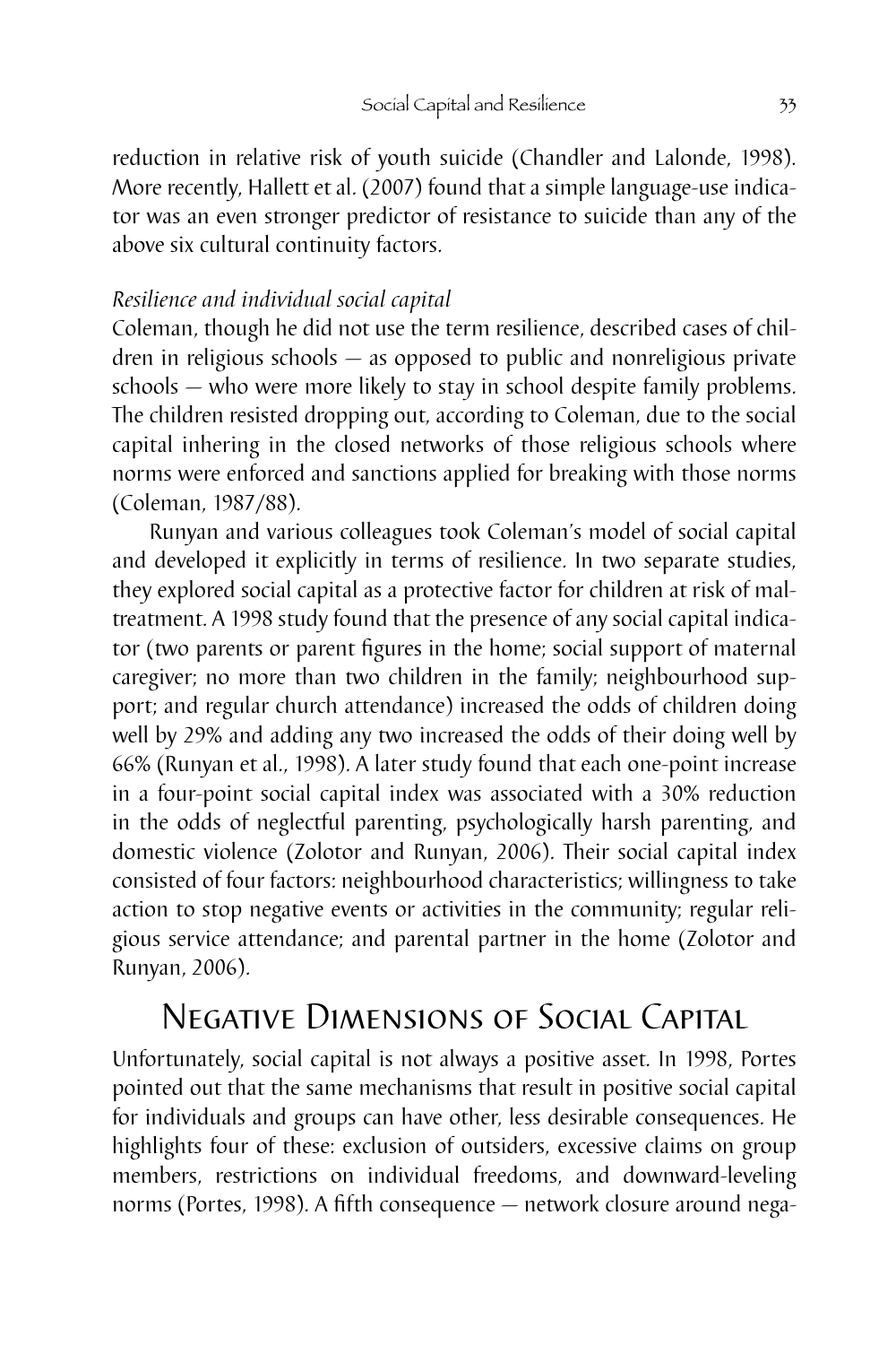reduction in relative risk of youth suicide (Chandler and Lalonde, 1998). More recently, Hallett et al. (2007) found that a simple language-use indicator was an even stronger predictor of resistance to suicide than any of the above six cultural continuity factors.

*Resilience and individual social capital*

Coleman, though he did not use the term resilience, described cases of children in religious schools — as opposed to public and nonreligious private schools — who were more likely to stay in school despite family problems. The children resisted dropping out, according to Coleman, due to the social capital inhering in the closed networks of those religious schools where norms were enforced and sanctions applied for breaking with those norms (Coleman, 1987/88).

Runyan and various colleagues took Coleman's model of social capital and developed it explicitly in terms of resilience. In two separate studies, they explored social capital as a protective factor for children at risk of maltreatment. A 1998 study found that the presence of any social capital indicator (two parents or parent figures in the home; social support of maternal caregiver; no more than two children in the family; neighbourhood support; and regular church attendance) increased the odds of children doing well by 29% and adding any two increased the odds of their doing well by 66% (Runyan et al., 1998). A later study found that each one-point increase in a four-point social capital index was associated with a 30% reduction in the odds of neglectful parenting, psychologically harsh parenting, and domestic violence (Zolotor and Runyan, 2006). Their social capital index consisted of four factors: neighbourhood characteristics; willingness to take action to stop negative events or activities in the community; regular religious service attendance; and parental partner in the home (Zolotor and Runyan, 2006).

## Negative Dimensions of Social Capital

Unfortunately, social capital is not always a positive asset. In 1998, Portes pointed out that the same mechanisms that result in positive social capital for individuals and groups can have other, less desirable consequences. He highlights four of these: exclusion of outsiders, excessive claims on group members, restrictions on individual freedoms, and downward-leveling norms (Portes, 1998). A fifth consequence — network closure around nega-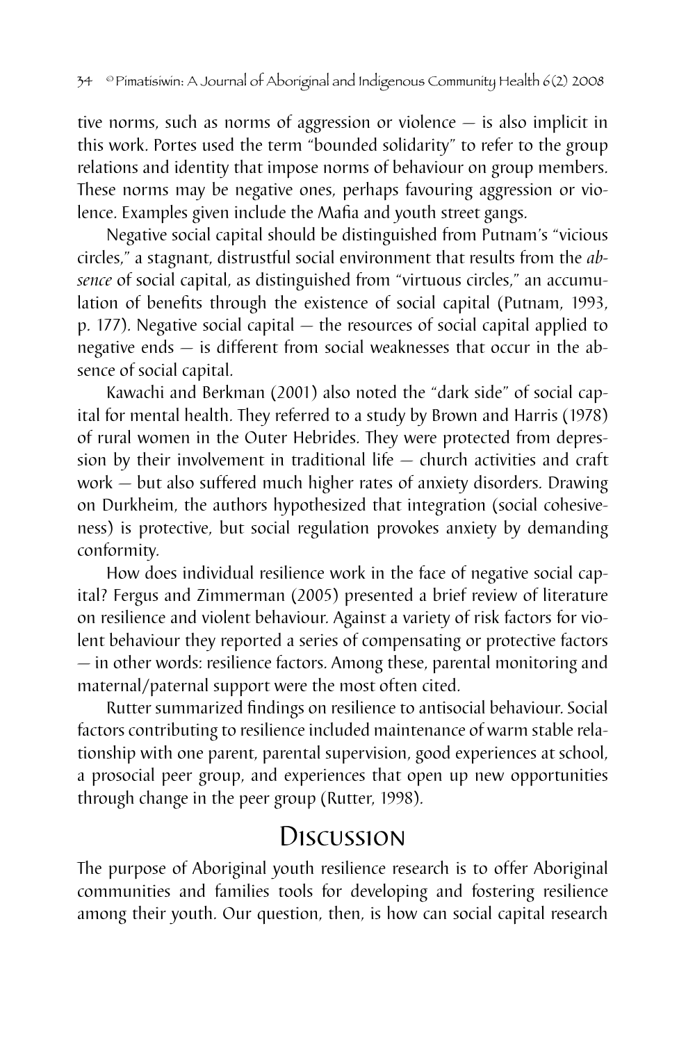tive norms, such as norms of aggression or violence — is also implicit in this work. Portes used the term "bounded solidarity" to refer to the group relations and identity that impose norms of behaviour on group members. These norms may be negative ones, perhaps favouring aggression or violence. Examples given include the Mafia and youth street gangs.

Negative social capital should be distinguished from Putnam's "vicious circles," a stagnant, distrustful social environment that results from the *absence* of social capital, as distinguished from "virtuous circles," an accumulation of benefits through the existence of social capital (Putnam, 1993, p. 177). Negative social capital — the resources of social capital applied to negative ends — is different from social weaknesses that occur in the absence of social capital.

Kawachi and Berkman (2001) also noted the "dark side" of social capital for mental health. They referred to a study by Brown and Harris (1978) of rural women in the Outer Hebrides. They were protected from depression by their involvement in traditional life — church activities and craft work — but also suffered much higher rates of anxiety disorders. Drawing on Durkheim, the authors hypothesized that integration (social cohesiveness) is protective, but social regulation provokes anxiety by demanding conformity.

How does individual resilience work in the face of negative social capital? Fergus and Zimmerman (2005) presented a brief review of literature on resilience and violent behaviour. Against a variety of risk factors for violent behaviour they reported a series of compensating or protective factors — in other words: resilience factors. Among these, parental monitoring and maternal/paternal support were the most often cited.

Rutter summarized findings on resilience to antisocial behaviour. Social factors contributing to resilience included maintenance of warm stable relationship with one parent, parental supervision, good experiences at school, a prosocial peer group, and experiences that open up new opportunities through change in the peer group (Rutter, 1998).

## Discussion

The purpose of Aboriginal youth resilience research is to offer Aboriginal communities and families tools for developing and fostering resilience among their youth. Our question, then, is how can social capital research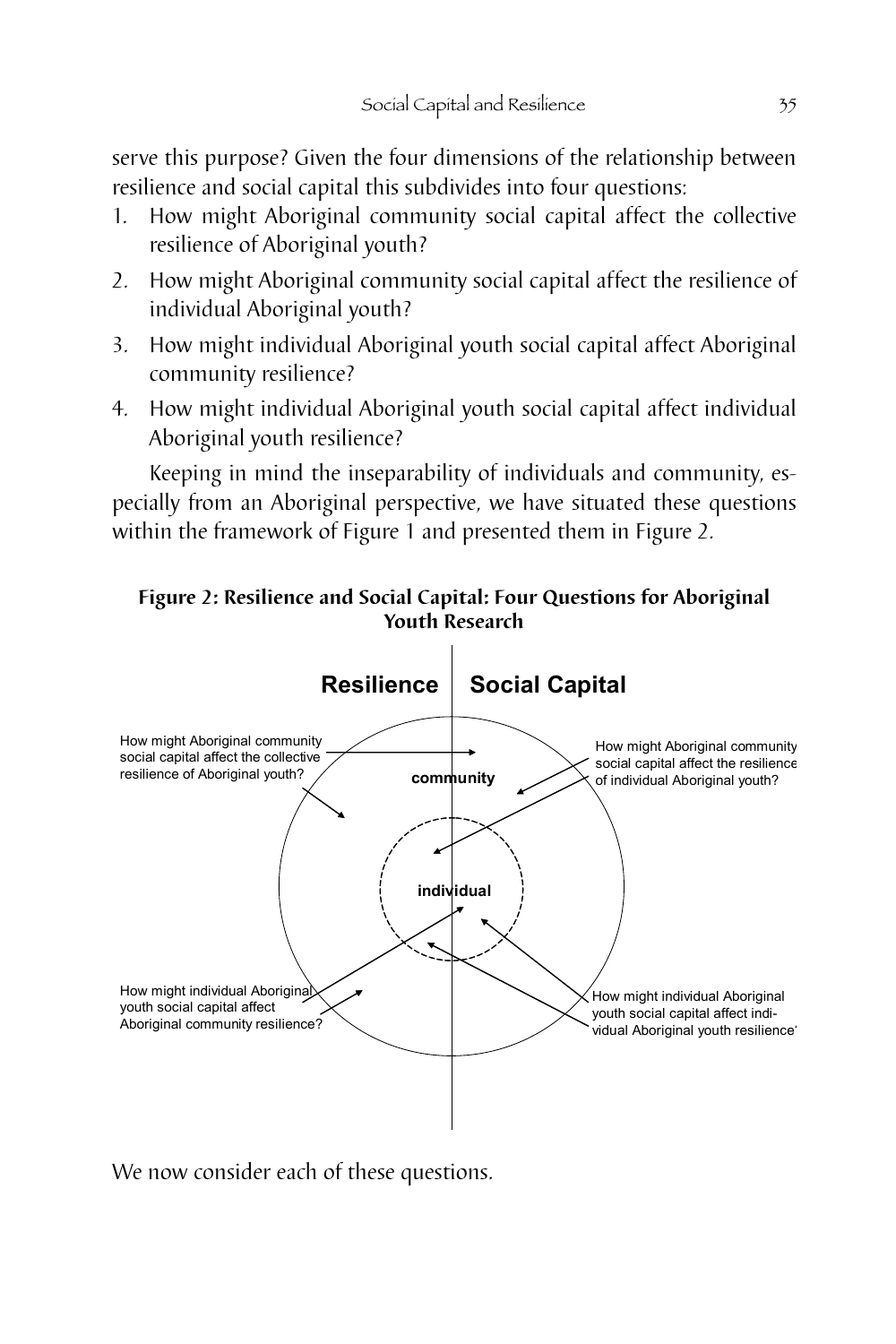serve this purpose? Given the four dimensions of the relationship between resilience and social capital this subdivides into four questions:

1. How might Aboriginal community social capital affect the collective resilience of Aboriginal youth?
2. How might Aboriginal community social capital affect the resilience of individual Aboriginal youth?
3. How might individual Aboriginal youth social capital affect Aboriginal community resilience?
4. How might individual Aboriginal youth social capital affect individual Aboriginal youth resilience?

Keeping in mind the inseparability of individuals and community, especially from an Aboriginal perspective, we have situated these questions within the framework of Figure 1 and presented them in Figure 2.

**Figure 2: Resilience and Social Capital: Four Questions for Aboriginal Youth Research**

**Resilience** | **Social Capital**

How might Aboriginal community social capital affect the collective resilience of Aboriginal youth?

How might Aboriginal community social capital affect the resilience of individual Aboriginal youth?

**community**

**individual**

How might individual Aboriginal youth social capital affect Aboriginal community resilience?

How might individual Aboriginal youth social capital affect individual Aboriginal youth resilience?

We now consider each of these questions.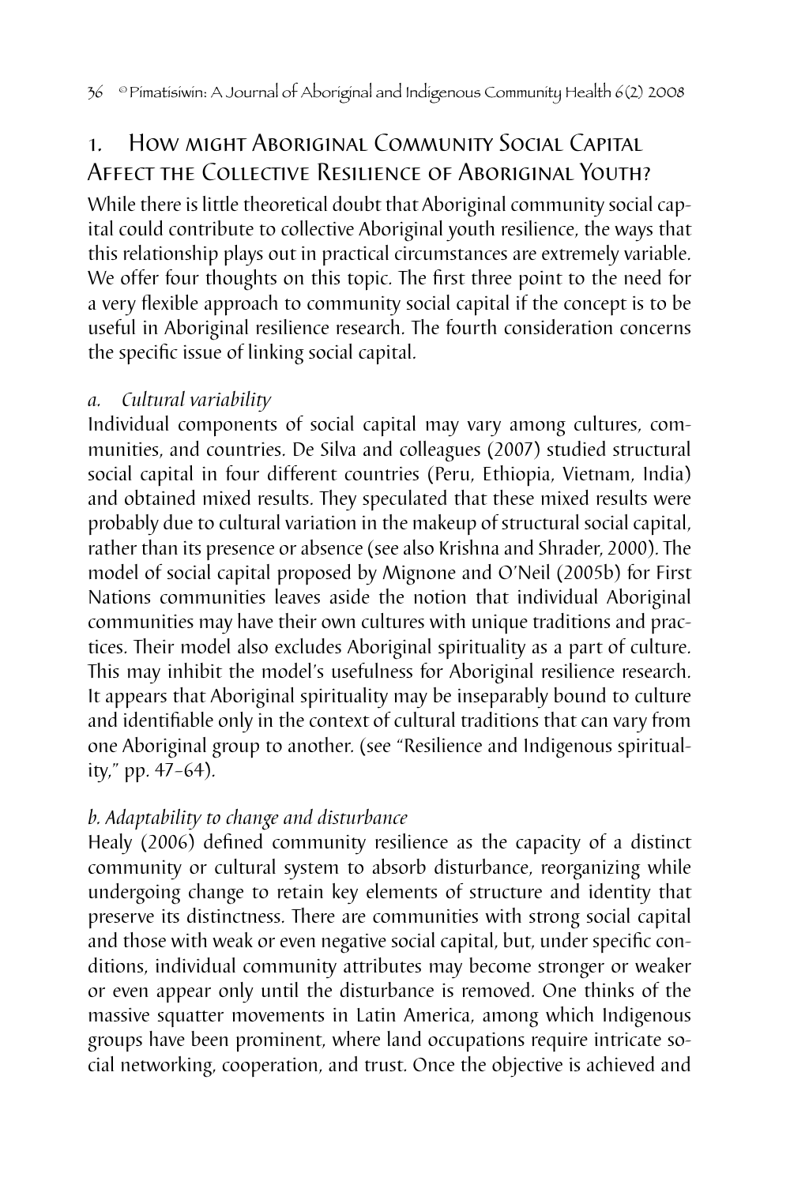## 1. How might Aboriginal Community Social Capital Affect the Collective Resilience of Aboriginal Youth?

While there is little theoretical doubt that Aboriginal community social capital could contribute to collective Aboriginal youth resilience, the ways that this relationship plays out in practical circumstances are extremely variable. We offer four thoughts on this topic. The first three point to the need for a very flexible approach to community social capital if the concept is to be useful in Aboriginal resilience research. The fourth consideration concerns the specific issue of linking social capital.

### *a. Cultural variability*

Individual components of social capital may vary among cultures, communities, and countries. De Silva and colleagues (2007) studied structural social capital in four different countries (Peru, Ethiopia, Vietnam, India) and obtained mixed results. They speculated that these mixed results were probably due to cultural variation in the makeup of structural social capital, rather than its presence or absence (see also Krishna and Shrader, 2000). The model of social capital proposed by Mignone and O'Neil (2005b) for First Nations communities leaves aside the notion that individual Aboriginal communities may have their own cultures with unique traditions and practices. Their model also excludes Aboriginal spirituality as a part of culture. This may inhibit the model's usefulness for Aboriginal resilience research. It appears that Aboriginal spirituality may be inseparably bound to culture and identifiable only in the context of cultural traditions that can vary from one Aboriginal group to another. (see "Resilience and Indigenous spirituality," pp. 47–64).

### *b. Adaptability to change and disturbance*

Healy (2006) defined community resilience as the capacity of a distinct community or cultural system to absorb disturbance, reorganizing while undergoing change to retain key elements of structure and identity that preserve its distinctness. There are communities with strong social capital and those with weak or even negative social capital, but, under specific conditions, individual community attributes may become stronger or weaker or even appear only until the disturbance is removed. One thinks of the massive squatter movements in Latin America, among which Indigenous groups have been prominent, where land occupations require intricate social networking, cooperation, and trust. Once the objective is achieved and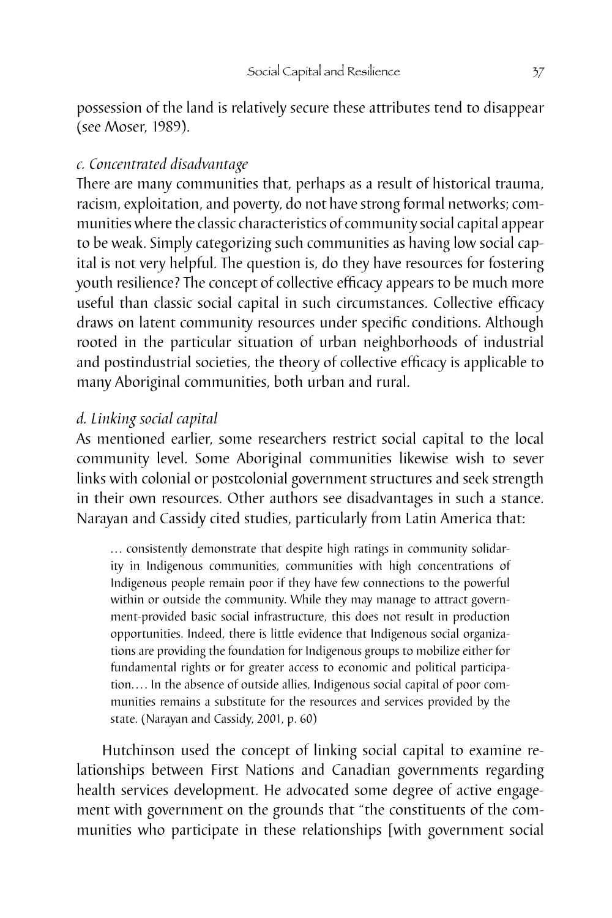possession of the land is relatively secure these attributes tend to disappear (see Moser, 1989).

### *c. Concentrated disadvantage*

There are many communities that, perhaps as a result of historical trauma, racism, exploitation, and poverty, do not have strong formal networks; communities where the classic characteristics of community social capital appear to be weak. Simply categorizing such communities as having low social capital is not very helpful. The question is, do they have resources for fostering youth resilience? The concept of collective efficacy appears to be much more useful than classic social capital in such circumstances. Collective efficacy draws on latent community resources under specific conditions. Although rooted in the particular situation of urban neighborhoods of industrial and postindustrial societies, the theory of collective efficacy is applicable to many Aboriginal communities, both urban and rural.

### *d. Linking social capital*

As mentioned earlier, some researchers restrict social capital to the local community level. Some Aboriginal communities likewise wish to sever links with colonial or postcolonial government structures and seek strength in their own resources. Other authors see disadvantages in such a stance. Narayan and Cassidy cited studies, particularly from Latin America that:

> … consistently demonstrate that despite high ratings in community solidarity in Indigenous communities, communities with high concentrations of Indigenous people remain poor if they have few connections to the powerful within or outside the community. While they may manage to attract government-provided basic social infrastructure, this does not result in production opportunities. Indeed, there is little evidence that Indigenous social organizations are providing the foundation for Indigenous groups to mobilize either for fundamental rights or for greater access to economic and political participation.… In the absence of outside allies, Indigenous social capital of poor communities remains a substitute for the resources and services provided by the state. (Narayan and Cassidy, 2001, p. 60)

Hutchinson used the concept of linking social capital to examine relationships between First Nations and Canadian governments regarding health services development. He advocated some degree of active engagement with government on the grounds that "the constituents of the communities who participate in these relationships [with government social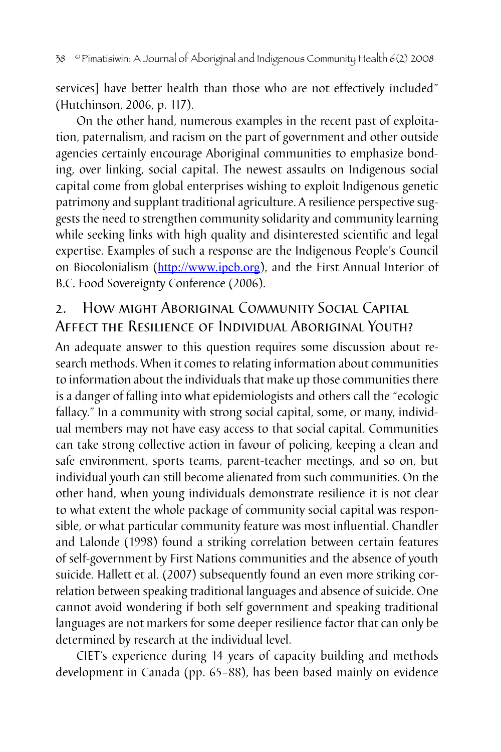services] have better health than those who are not effectively included" (Hutchinson, 2006, p. 117).

On the other hand, numerous examples in the recent past of exploitation, paternalism, and racism on the part of government and other outside agencies certainly encourage Aboriginal communities to emphasize bonding, over linking, social capital. The newest assaults on Indigenous social capital come from global enterprises wishing to exploit Indigenous genetic patrimony and supplant traditional agriculture. A resilience perspective suggests the need to strengthen community solidarity and community learning while seeking links with high quality and disinterested scientific and legal expertise. Examples of such a response are the Indigenous People's Council on Biocolonialism (http://www.ipcb.org), and the First Annual Interior of B.C. Food Sovereignty Conference (2006).

## 2. How might Aboriginal Community Social Capital Affect the Resilience of Individual Aboriginal Youth?

An adequate answer to this question requires some discussion about research methods. When it comes to relating information about communities to information about the individuals that make up those communities there is a danger of falling into what epidemiologists and others call the "ecologic fallacy." In a community with strong social capital, some, or many, individual members may not have easy access to that social capital. Communities can take strong collective action in favour of policing, keeping a clean and safe environment, sports teams, parent-teacher meetings, and so on, but individual youth can still become alienated from such communities. On the other hand, when young individuals demonstrate resilience it is not clear to what extent the whole package of community social capital was responsible, or what particular community feature was most influential. Chandler and Lalonde (1998) found a striking correlation between certain features of self-government by First Nations communities and the absence of youth suicide. Hallett et al. (2007) subsequently found an even more striking correlation between speaking traditional languages and absence of suicide. One cannot avoid wondering if both self government and speaking traditional languages are not markers for some deeper resilience factor that can only be determined by research at the individual level.

CIET's experience during 14 years of capacity building and methods development in Canada (pp. 65–88), has been based mainly on evidence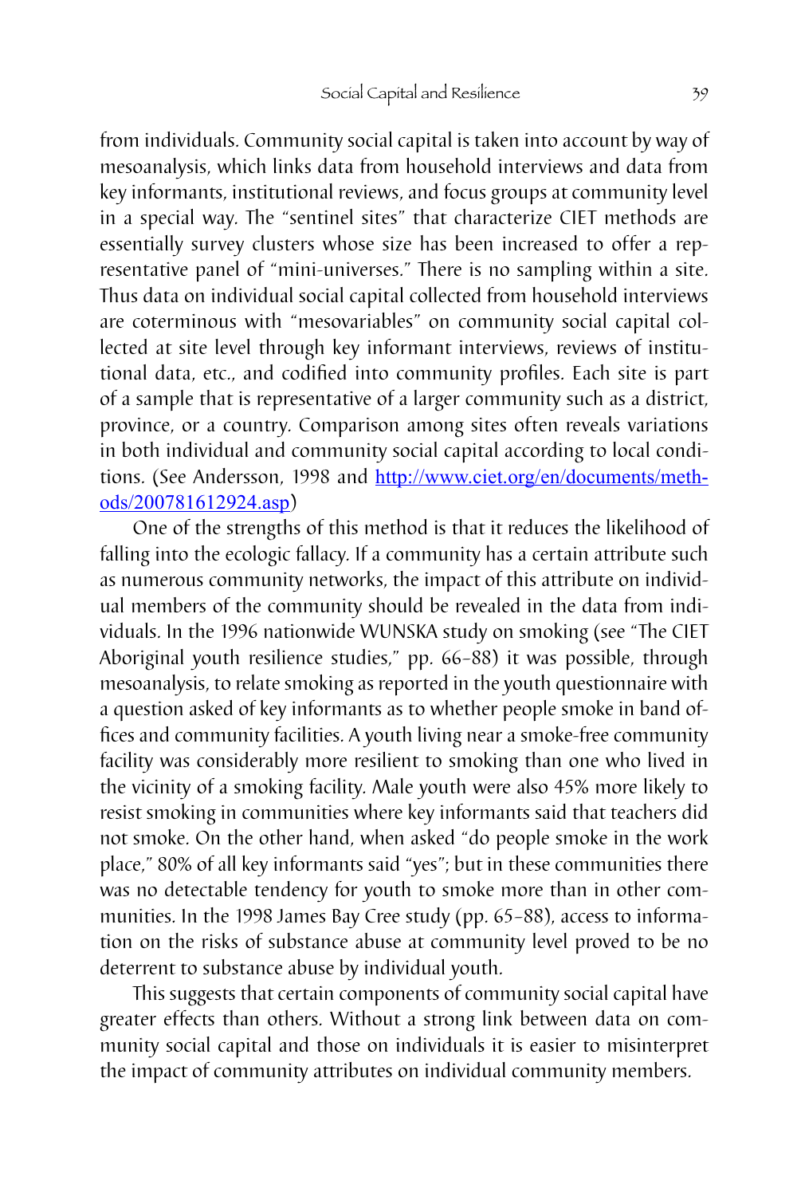from individuals. Community social capital is taken into account by way of mesoanalysis, which links data from household interviews and data from key informants, institutional reviews, and focus groups at community level in a special way. The "sentinel sites" that characterize CIET methods are essentially survey clusters whose size has been increased to offer a representative panel of "mini-universes." There is no sampling within a site. Thus data on individual social capital collected from household interviews are coterminous with "mesovariables" on community social capital collected at site level through key informant interviews, reviews of institutional data, etc., and codified into community profiles. Each site is part of a sample that is representative of a larger community such as a district, province, or a country. Comparison among sites often reveals variations in both individual and community social capital according to local conditions. (See Andersson, 1998 and http://www.ciet.org/en/documents/methods/200781612924.asp)

One of the strengths of this method is that it reduces the likelihood of falling into the ecologic fallacy. If a community has a certain attribute such as numerous community networks, the impact of this attribute on individual members of the community should be revealed in the data from individuals. In the 1996 nationwide WUNSKA study on smoking (see "The CIET Aboriginal youth resilience studies," pp. 66–88) it was possible, through mesoanalysis, to relate smoking as reported in the youth questionnaire with a question asked of key informants as to whether people smoke in band offices and community facilities. A youth living near a smoke-free community facility was considerably more resilient to smoking than one who lived in the vicinity of a smoking facility. Male youth were also 45% more likely to resist smoking in communities where key informants said that teachers did not smoke. On the other hand, when asked "do people smoke in the work place," 80% of all key informants said "yes"; but in these communities there was no detectable tendency for youth to smoke more than in other communities. In the 1998 James Bay Cree study (pp. 65–88), access to information on the risks of substance abuse at community level proved to be no deterrent to substance abuse by individual youth.

This suggests that certain components of community social capital have greater effects than others. Without a strong link between data on community social capital and those on individuals it is easier to misinterpret the impact of community attributes on individual community members.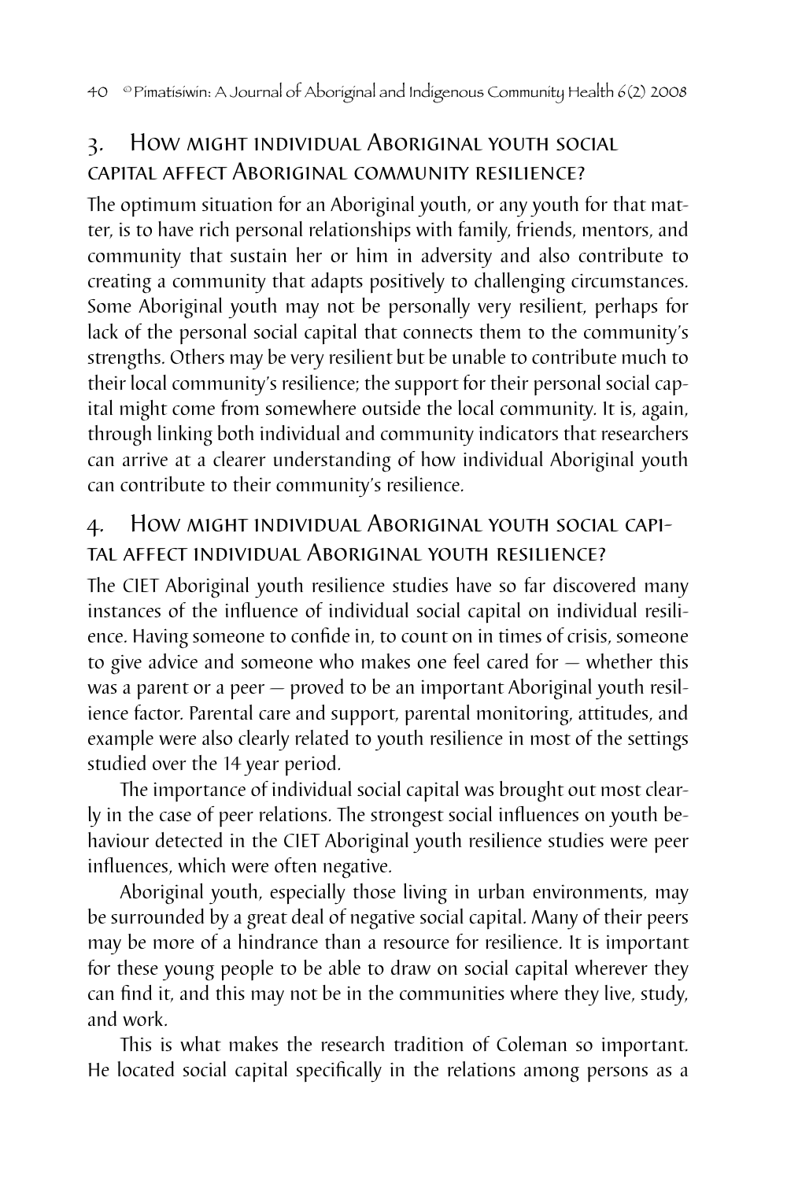## 3. How might individual Aboriginal youth social capital affect Aboriginal community resilience?

The optimum situation for an Aboriginal youth, or any youth for that matter, is to have rich personal relationships with family, friends, mentors, and community that sustain her or him in adversity and also contribute to creating a community that adapts positively to challenging circumstances. Some Aboriginal youth may not be personally very resilient, perhaps for lack of the personal social capital that connects them to the community's strengths. Others may be very resilient but be unable to contribute much to their local community's resilience; the support for their personal social capital might come from somewhere outside the local community. It is, again, through linking both individual and community indicators that researchers can arrive at a clearer understanding of how individual Aboriginal youth can contribute to their community's resilience.

## 4. How might individual Aboriginal youth social capital affect individual Aboriginal youth resilience?

The CIET Aboriginal youth resilience studies have so far discovered many instances of the influence of individual social capital on individual resilience. Having someone to confide in, to count on in times of crisis, someone to give advice and someone who makes one feel cared for — whether this was a parent or a peer — proved to be an important Aboriginal youth resilience factor. Parental care and support, parental monitoring, attitudes, and example were also clearly related to youth resilience in most of the settings studied over the 14 year period.

The importance of individual social capital was brought out most clearly in the case of peer relations. The strongest social influences on youth behaviour detected in the CIET Aboriginal youth resilience studies were peer influences, which were often negative.

Aboriginal youth, especially those living in urban environments, may be surrounded by a great deal of negative social capital. Many of their peers may be more of a hindrance than a resource for resilience. It is important for these young people to be able to draw on social capital wherever they can find it, and this may not be in the communities where they live, study, and work.

This is what makes the research tradition of Coleman so important. He located social capital specifically in the relations among persons as a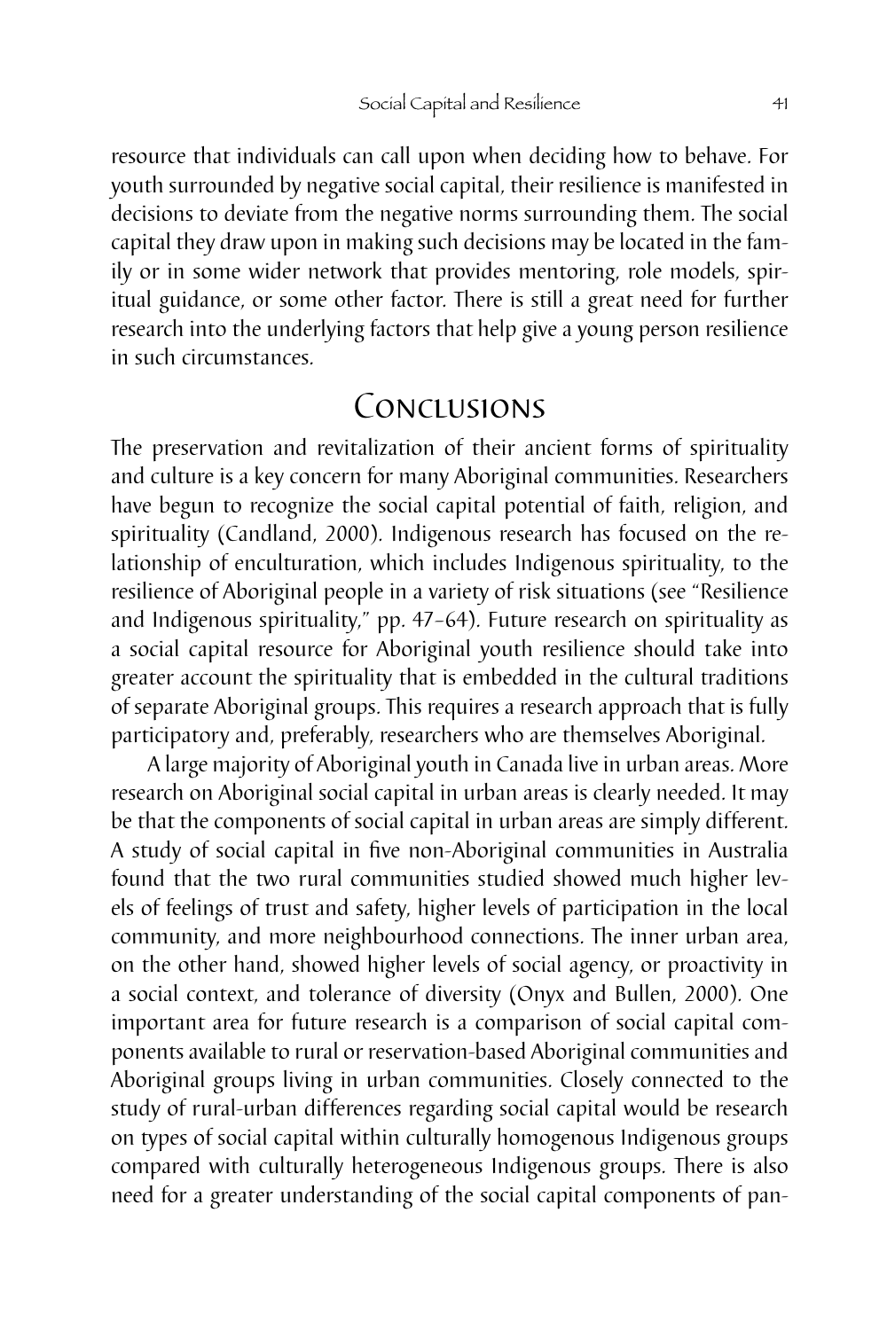resource that individuals can call upon when deciding how to behave. For youth surrounded by negative social capital, their resilience is manifested in decisions to deviate from the negative norms surrounding them. The social capital they draw upon in making such decisions may be located in the family or in some wider network that provides mentoring, role models, spiritual guidance, or some other factor. There is still a great need for further research into the underlying factors that help give a young person resilience in such circumstances.

## Conclusions

The preservation and revitalization of their ancient forms of spirituality and culture is a key concern for many Aboriginal communities. Researchers have begun to recognize the social capital potential of faith, religion, and spirituality (Candland, 2000). Indigenous research has focused on the relationship of enculturation, which includes Indigenous spirituality, to the resilience of Aboriginal people in a variety of risk situations (see "Resilience and Indigenous spirituality," pp. 47–64). Future research on spirituality as a social capital resource for Aboriginal youth resilience should take into greater account the spirituality that is embedded in the cultural traditions of separate Aboriginal groups. This requires a research approach that is fully participatory and, preferably, researchers who are themselves Aboriginal.

A large majority of Aboriginal youth in Canada live in urban areas. More research on Aboriginal social capital in urban areas is clearly needed. It may be that the components of social capital in urban areas are simply different. A study of social capital in five non-Aboriginal communities in Australia found that the two rural communities studied showed much higher levels of feelings of trust and safety, higher levels of participation in the local community, and more neighbourhood connections. The inner urban area, on the other hand, showed higher levels of social agency, or proactivity in a social context, and tolerance of diversity (Onyx and Bullen, 2000). One important area for future research is a comparison of social capital components available to rural or reservation-based Aboriginal communities and Aboriginal groups living in urban communities. Closely connected to the study of rural-urban differences regarding social capital would be research on types of social capital within culturally homogenous Indigenous groups compared with culturally heterogeneous Indigenous groups. There is also need for a greater understanding of the social capital components of pan-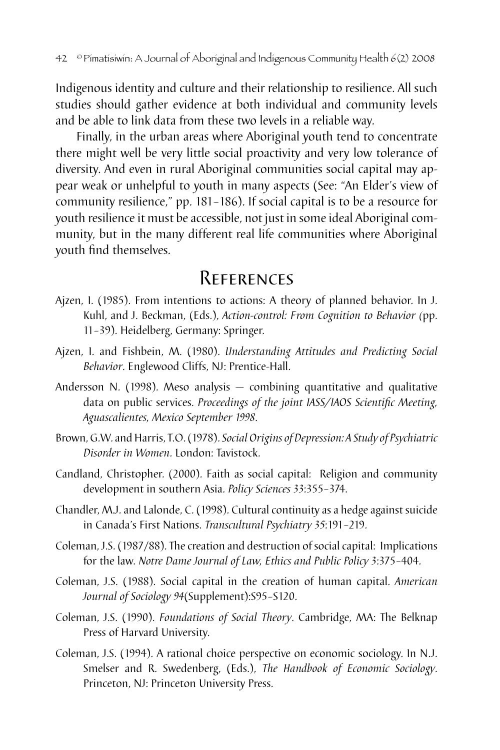Indigenous identity and culture and their relationship to resilience. All such studies should gather evidence at both individual and community levels and be able to link data from these two levels in a reliable way.

Finally, in the urban areas where Aboriginal youth tend to concentrate there might well be very little social proactivity and very low tolerance of diversity. And even in rural Aboriginal communities social capital may appear weak or unhelpful to youth in many aspects (See: "An Elder's view of community resilience," pp. 181–186). If social capital is to be a resource for youth resilience it must be accessible, not just in some ideal Aboriginal community, but in the many different real life communities where Aboriginal youth find themselves.

## References

Ajzen, I. (1985). From intentions to actions: A theory of planned behavior. In J. Kuhl, and J. Beckman, (Eds.), *Action-control: From Cognition to Behavior* (pp. 11–39). Heidelberg, Germany: Springer.

Ajzen, I. and Fishbein, M. (1980). *Understanding Attitudes and Predicting Social Behavior*. Englewood Cliffs, NJ: Prentice-Hall.

Andersson N. (1998). Meso analysis — combining quantitative and qualitative data on public services. *Proceedings of the joint IASS/IAOS Scientific Meeting, Aguascalientes, Mexico September 1998.*

Brown, G.W. and Harris, T.O. (1978). *Social Origins of Depression: A Study of Psychiatric Disorder in Women*. London: Tavistock.

Candland, Christopher. (2000). Faith as social capital: Religion and community development in southern Asia. *Policy Sciences 33*:355–374.

Chandler, M.J. and Lalonde, C. (1998). Cultural continuity as a hedge against suicide in Canada's First Nations. *Transcultural Psychiatry 35*:191–219.

Coleman, J.S. (1987/88). The creation and destruction of social capital: Implications for the law. *Notre Dame Journal of Law, Ethics and Public Policy 3*:375–404.

Coleman, J.S. (1988). Social capital in the creation of human capital. *American Journal of Sociology 94*(Supplement):S95–S120.

Coleman, J.S. (1990). *Foundations of Social Theory*. Cambridge, MA: The Belknap Press of Harvard University.

Coleman, J.S. (1994). A rational choice perspective on economic sociology. In N.J. Smelser and R. Swedenberg, (Eds.), *The Handbook of Economic Sociology*. Princeton, NJ: Princeton University Press.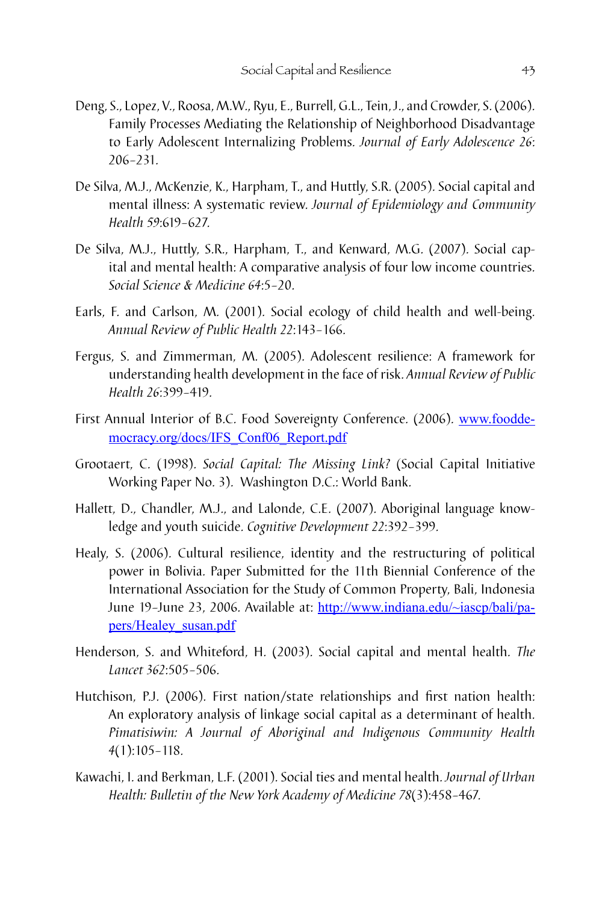Deng, S., Lopez, V., Roosa, M.W., Ryu, E., Burrell, G.L., Tein, J., and Crowder, S. (2006). Family Processes Mediating the Relationship of Neighborhood Disadvantage to Early Adolescent Internalizing Problems. *Journal of Early Adolescence 26*: 206–231.

De Silva, M.J., McKenzie, K., Harpham, T., and Huttly, S.R. (2005). Social capital and mental illness: A systematic review. *Journal of Epidemiology and Community Health 59*:619–627.

De Silva, M.J., Huttly, S.R., Harpham, T., and Kenward, M.G. (2007). Social capital and mental health: A comparative analysis of four low income countries. *Social Science & Medicine 64*:5–20.

Earls, F. and Carlson, M. (2001). Social ecology of child health and well-being. *Annual Review of Public Health 22*:143–166.

Fergus, S. and Zimmerman, M. (2005). Adolescent resilience: A framework for understanding health development in the face of risk. *Annual Review of Public Health 26*:399–419.

First Annual Interior of B.C. Food Sovereignty Conference. (2006). [www.fooddemocracy.org/docs/IFS_Conf06_Report.pdf](www.fooddemocracy.org/docs/IFS_Conf06_Report.pdf)

Grootaert, C. (1998). *Social Capital: The Missing Link?* (Social Capital Initiative Working Paper No. 3). Washington D.C.: World Bank.

Hallett, D., Chandler, M.J., and Lalonde, C.E. (2007). Aboriginal language knowledge and youth suicide. *Cognitive Development 22*:392–399.

Healy, S. (2006). Cultural resilience, identity and the restructuring of political power in Bolivia. Paper Submitted for the 11th Biennial Conference of the International Association for the Study of Common Property, Bali, Indonesia June 19–June 23, 2006. Available at: [http://www.indiana.edu/~iascp/bali/papers/Healey_susan.pdf](http://www.indiana.edu/~iascp/bali/papers/Healey_susan.pdf)

Henderson, S. and Whiteford, H. (2003). Social capital and mental health. *The Lancet 362*:505–506.

Hutchison, P.J. (2006). First nation/state relationships and first nation health: An exploratory analysis of linkage social capital as a determinant of health. *Pimatisiwin: A Journal of Aboriginal and Indigenous Community Health 4*(1):105–118.

Kawachi, I. and Berkman, L.F. (2001). Social ties and mental health. *Journal of Urban Health: Bulletin of the New York Academy of Medicine 78*(3):458–467.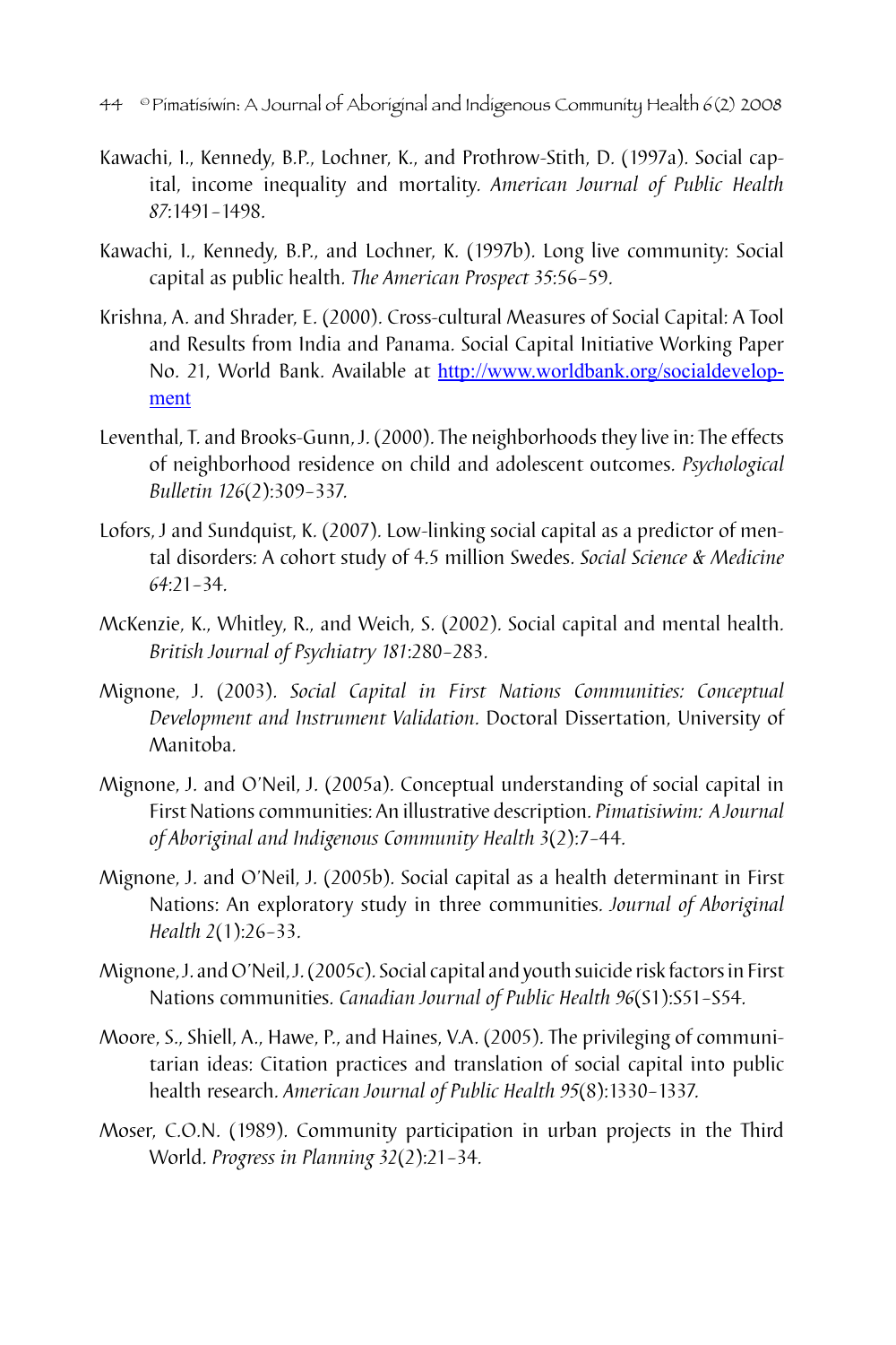Kawachi, I., Kennedy, B.P., Lochner, K., and Prothrow-Stith, D. (1997a). Social capital, income inequality and mortality. *American Journal of Public Health 87*:1491–1498.

Kawachi, I., Kennedy, B.P., and Lochner, K. (1997b). Long live community: Social capital as public health. *The American Prospect* 35:56–59.

Krishna, A. and Shrader, E. (2000). Cross-cultural Measures of Social Capital: A Tool and Results from India and Panama. Social Capital Initiative Working Paper No. 21, World Bank. Available at http://www.worldbank.org/socialdevelopment

Leventhal, T. and Brooks-Gunn, J. (2000). The neighborhoods they live in: The effects of neighborhood residence on child and adolescent outcomes. *Psychological Bulletin 126*(2):309–337.

Lofors, J and Sundquist, K. (2007). Low-linking social capital as a predictor of mental disorders: A cohort study of 4.5 million Swedes. *Social Science & Medicine 64*:21–34.

McKenzie, K., Whitley, R., and Weich, S. (2002). Social capital and mental health. *British Journal of Psychiatry 181*:280–283.

Mignone, J. (2003). *Social Capital in First Nations Communities: Conceptual Development and Instrument Validation*. Doctoral Dissertation, University of Manitoba.

Mignone, J. and O'Neil, J. (2005a). Conceptual understanding of social capital in First Nations communities: An illustrative description. *Pimatisiwim: A Journal of Aboriginal and Indigenous Community Health 3*(2):7–44.

Mignone, J. and O'Neil, J. (2005b). Social capital as a health determinant in First Nations: An exploratory study in three communities. *Journal of Aboriginal Health 2*(1):26–33.

Mignone, J. and O'Neil, J. (2005c). Social capital and youth suicide risk factors in First Nations communities. *Canadian Journal of Public Health 96*(S1):S51–S54.

Moore, S., Shiell, A., Hawe, P., and Haines, V.A. (2005). The privileging of communitarian ideas: Citation practices and translation of social capital into public health research. *American Journal of Public Health 95*(8):1330–1337.

Moser, C.O.N. (1989). Community participation in urban projects in the Third World. *Progress in Planning 32*(2):21–34.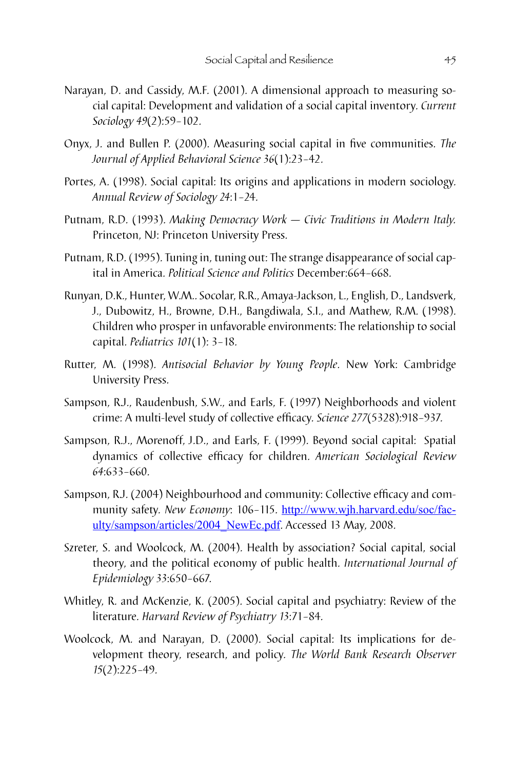Narayan, D. and Cassidy, M.F. (2001). A dimensional approach to measuring social capital: Development and validation of a social capital inventory. *Current Sociology 49*(2):59–102.

Onyx, J. and Bullen P. (2000). Measuring social capital in five communities. *The Journal of Applied Behavioral Science 36*(1):23–42.

Portes, A. (1998). Social capital: Its origins and applications in modern sociology. *Annual Review of Sociology 24*:1–24.

Putnam, R.D. (1993). *Making Democracy Work — Civic Traditions in Modern Italy.* Princeton, NJ: Princeton University Press.

Putnam, R.D. (1995). Tuning in, tuning out: The strange disappearance of social capital in America. *Political Science and Politics* December:664–668.

Runyan, D.K., Hunter, W.M.. Socolar, R.R., Amaya-Jackson, L., English, D., Landsverk, J., Dubowitz, H., Browne, D.H., Bangdiwala, S.I., and Mathew, R.M. (1998). Children who prosper in unfavorable environments: The relationship to social capital. *Pediatrics 101*(1): 3–18.

Rutter, M. (1998). *Antisocial Behavior by Young People*. New York: Cambridge University Press.

Sampson, R.J., Raudenbush, S.W., and Earls, F. (1997) Neighborhoods and violent crime: A multi-level study of collective efficacy. *Science 277*(5328):918–937.

Sampson, R.J., Morenoff, J.D., and Earls, F. (1999). Beyond social capital: Spatial dynamics of collective efficacy for children. *American Sociological Review 64*:633–660.

Sampson, R.J. (2004) Neighbourhood and community: Collective efficacy and community safety. *New Economy*: 106–115. http://www.wjh.harvard.edu/soc/faculty/sampson/articles/2004_NewEc.pdf. Accessed 13 May, 2008.

Szreter, S. and Woolcock, M. (2004). Health by association? Social capital, social theory, and the political economy of public health. *International Journal of Epidemiology 33*:650–667.

Whitley, R. and McKenzie, K. (2005). Social capital and psychiatry: Review of the literature. *Harvard Review of Psychiatry 13*:71–84.

Woolcock, M. and Narayan, D. (2000). Social capital: Its implications for development theory, research, and policy. *The World Bank Research Observer 15*(2):225–49.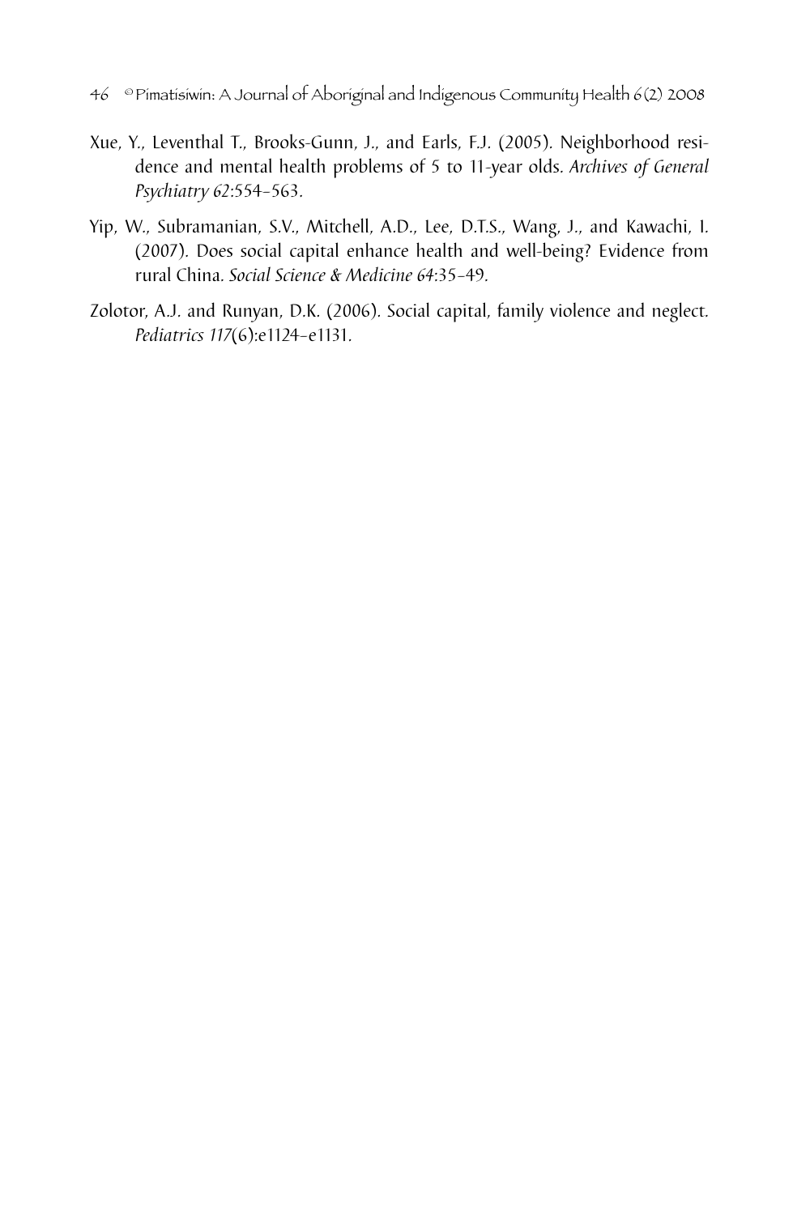Xue, Y., Leventhal T., Brooks-Gunn, J., and Earls, F.J. (2005). Neighborhood residence and mental health problems of 5 to 11-year olds. *Archives of General Psychiatry 62*:554–563.

Yip, W., Subramanian, S.V., Mitchell, A.D., Lee, D.T.S., Wang, J., and Kawachi, I. (2007). Does social capital enhance health and well-being? Evidence from rural China. *Social Science & Medicine 64*:35–49.

Zolotor, A.J. and Runyan, D.K. (2006). Social capital, family violence and neglect. *Pediatrics 117*(6):e1124–e1131.